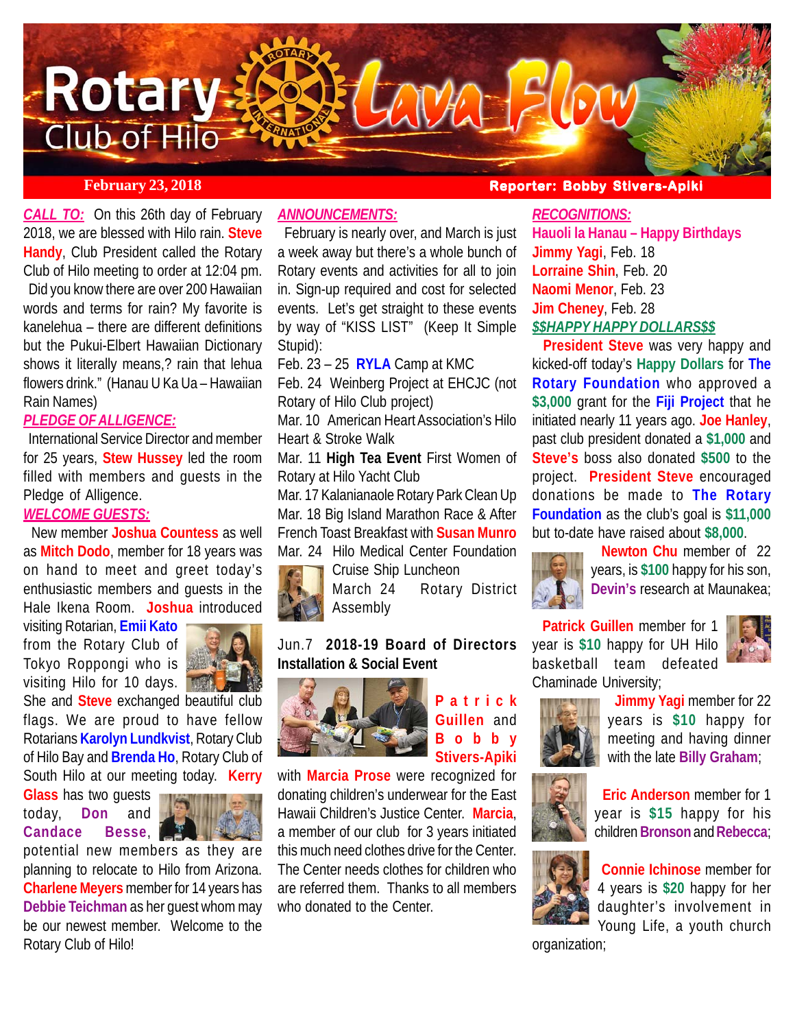# Rotary Club of Hilo Lava Flow

**February 23, 2018** | **Reporter: Bobby Stivers-Apiki**

***CALL TO:*** On this 26th day of February 2018, we are blessed with Hilo rain. **Steve Handy**, Club President called the Rotary Club of Hilo meeting to order at 12:04 pm. Did you know there are over 200 Hawaiian words and terms for rain? My favorite is kanelehua – there are different definitions but the Pukui-Elbert Hawaiian Dictionary shows it literally means,? rain that lehua flowers drink." (Hanau U Ka Ua – Hawaiian Rain Names)

***PLEDGE OF ALLIGENCE:***
International Service Director and member for 25 years, **Stew Hussey** led the room filled with members and guests in the Pledge of Alligence.

***WELCOME GUESTS:***
New member **Joshua Countess** as well as **Mitch Dodo**, member for 18 years was on hand to meet and greet today's enthusiastic members and guests in the Hale Ikena Room. **Joshua** introduced visiting Rotarian, **Emii Kato** from the Rotary Club of Tokyo Roppongi who is visiting Hilo for 10 days. She and **Steve** exchanged beautiful club flags. We are proud to have fellow Rotarians **Karolyn Lundkvist**, Rotary Club of Hilo Bay and **Brenda Ho**, Rotary Club of South Hilo at our meeting today. **Kerry Glass** has two guests today, **Don** and **Candace Besse**, potential new members as they are planning to relocate to Hilo from Arizona. **Charlene Meyers** member for 14 years has **Debbie Teichman** as her guest whom may be our newest member. Welcome to the Rotary Club of Hilo!

***ANNOUNCEMENTS:***
February is nearly over, and March is just a week away but there's a whole bunch of Rotary events and activities for all to join in. Sign-up required and cost for selected events. Let's get straight to these events by way of "KISS LIST" (Keep It Simple Stupid):

Feb. 23 – 25 **RYLA** Camp at KMC
Feb. 24 Weinberg Project at EHCJC (not Rotary of Hilo Club project)
Mar. 10 American Heart Association's Hilo Heart & Stroke Walk
Mar. 11 **High Tea Event** First Women of Rotary at Hilo Yacht Club
Mar. 17 Kalanianaole Rotary Park Clean Up
Mar. 18 Big Island Marathon Race & After French Toast Breakfast with **Susan Munro**
Mar. 24 Hilo Medical Center Foundation Cruise Ship Luncheon
March 24 Rotary District Assembly

Jun.7 **2018-19 Board of Directors Installation & Social Event**

**Patrick Guillen** and **Bobby Stivers-Apiki** with **Marcia Prose** were recognized for donating children's underwear for the East Hawaii Children's Justice Center. **Marcia**, a member of our club for 3 years initiated this much need clothes drive for the Center. The Center needs clothes for children who are referred them. Thanks to all members who donated to the Center.

***RECOGNITIONS:***

**Hauoli la Hanau – Happy Birthdays**
**Jimmy Yagi**, Feb. 18
**Lorraine Shin**, Feb. 20
**Naomi Menor**, Feb. 23
**Jim Cheney**, Feb. 28

***$$HAPPY HAPPY DOLLARS$$***
**President Steve** was very happy and kicked-off today's **Happy Dollars** for **The Rotary Foundation** who approved a **$3,000** grant for the **Fiji Project** that he initiated nearly 11 years ago. **Joe Hanley**, past club president donated a **$1,000** and **Steve's** boss also donated **$500** to the project. **President Steve** encouraged donations be made to **The Rotary Foundation** as the club's goal is **$11,000** but to-date have raised about **$8,000**.

**Newton Chu** member of 22 years, is **$100** happy for his son, **Devin's** research at Maunakea;

**Patrick Guillen** member for 1 year is **$10** happy for UH Hilo basketball team defeated Chaminade University;

**Jimmy Yagi** member for 22 years is **$10** happy for meeting and having dinner with the late **Billy Graham**;

**Eric Anderson** member for 1 year is **$15** happy for his children **Bronson** and **Rebecca**;

**Connie Ichinose** member for 4 years is **$20** happy for her daughter's involvement in Young Life, a youth church organization;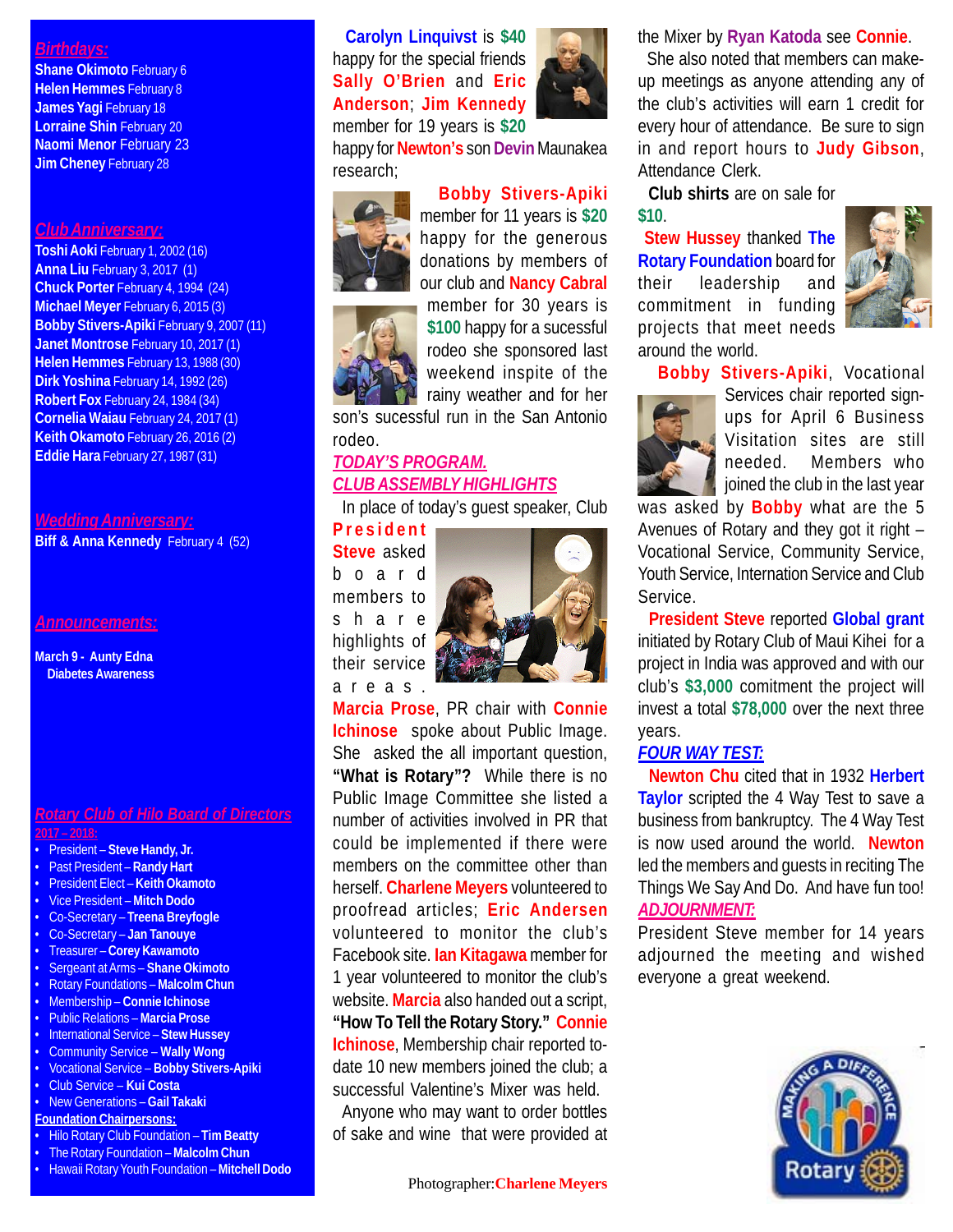## *Birthdays:*

**Shane Okimoto** February 6
**Helen Hemmes** February 8
**James Yagi** February 18
**Lorraine Shin** February 20
**Naomi Menor** February 23
**Jim Cheney** February 28

## *Club Anniversary:*

**Toshi Aoki** February 1, 2002 (16)
**Anna Liu** February 3, 2017 (1)
**Chuck Porter** February 4, 1994 (24)
**Michael Meyer** February 6, 2015 (3)
**Bobby Stivers-Apiki** February 9, 2007 (11)
**Janet Montrose** February 10, 2017 (1)
**Helen Hemmes** February 13, 1988 (30)
**Dirk Yoshina** February 14, 1992 (26)
**Robert Fox** February 24, 1984 (34)
**Cornelia Waiau** February 24, 2017 (1)
**Keith Okamoto** February 26, 2016 (2)
**Eddie Hara** February 27, 1987 (31)

## *Wedding Anniversary:*

**Biff & Anna Kennedy** February 4 (52)

## *Announcements:*

**March 9 - Aunty Edna**
**Diabetes Awareness**

## *Rotary Club of Hilo Board of Directors*

**2017 – 2018:**

- President – **Steve Handy, Jr.**
- Past President – **Randy Hart**
- President Elect – **Keith Okamoto**
- Vice President – **Mitch Dodo**
- Co-Secretary – **Treena Breyfogle**
- Co-Secretary – **Jan Tanouye**
- Treasurer – **Corey Kawamoto**
- Sergeant at Arms – **Shane Okimoto**
- Rotary Foundations – **Malcolm Chun**
- Membership – **Connie Ichinose**
- Public Relations – **Marcia Prose**
- International Service – **Stew Hussey**
- Community Service – **Wally Wong**
- Vocational Service – **Bobby Stivers-Apiki**
- Club Service – **Kui Costa**
- New Generations – **Gail Takaki**

**Foundation Chairpersons:**

- Hilo Rotary Club Foundation – **Tim Beatty**
- The Rotary Foundation – **Malcolm Chun**
- Hawaii Rotary Youth Foundation – **Mitchell Dodo**

**Carolyn Linquivst** is **$40** happy for the special friends **Sally O'Brien** and **Eric Anderson**; **Jim Kennedy** member for 19 years is **$20** happy for **Newton's** son **Devin** Maunakea research;

**Bobby Stivers-Apiki** member for 11 years is **$20** happy for the generous donations by members of our club and **Nancy Cabral** member for 30 years is **$100** happy for a sucessful rodeo she sponsored last weekend inspite of the rainy weather and for her son's sucessful run in the San Antonio rodeo.

## *TODAY'S PROGRAM.*

## *CLUB ASSEMBLY HIGHLIGHTS*

In place of today's guest speaker, Club **President Steve** asked board members to share highlights of their service areas.

**Marcia Prose**, PR chair with **Connie Ichinose** spoke about Public Image. She asked the all important question, **"What is Rotary"?** While there is no Public Image Committee she listed a number of activities involved in PR that could be implemented if there were members on the committee other than herself. **Charlene Meyers** volunteered to proofread articles; **Eric Andersen** volunteered to monitor the club's Facebook site. **Ian Kitagawa** member for 1 year volunteered to monitor the club's website. **Marcia** also handed out a script, **"How To Tell the Rotary Story." Connie Ichinose**, Membership chair reported to-date 10 new members joined the club; a successful Valentine's Mixer was held.

Anyone who may want to order bottles of sake and wine that were provided at the Mixer by **Ryan Katoda** see **Connie**.

She also noted that members can make-up meetings as anyone attending any of the club's activities will earn 1 credit for every hour of attendance. Be sure to sign in and report hours to **Judy Gibson**, Attendance Clerk.

**Club shirts** are on sale for **$10**.

**Stew Hussey** thanked **The Rotary Foundation** board for their leadership and commitment in funding projects that meet needs around the world.

**Bobby Stivers-Apiki**, Vocational Services chair reported sign-ups for April 6 Business Visitation sites are still needed. Members who joined the club in the last year was asked by **Bobby** what are the 5 Avenues of Rotary and they got it right – Vocational Service, Community Service, Youth Service, Internation Service and Club Service.

**President Steve** reported **Global grant** initiated by Rotary Club of Maui Kihei for a project in India was approved and with our club's **$3,000** comitment the project will invest a total **$78,000** over the next three years.

## *FOUR WAY TEST:*

**Newton Chu** cited that in 1932 **Herbert Taylor** scripted the 4 Way Test to save a business from bankruptcy. The 4 Way Test is now used around the world. **Newton** led the members and guests in reciting The Things We Say And Do. And have fun too!

## *ADJOURNMENT:*

President Steve member for 14 years adjourned the meeting and wished everyone a great weekend.

Photographer: **Charlene Meyers**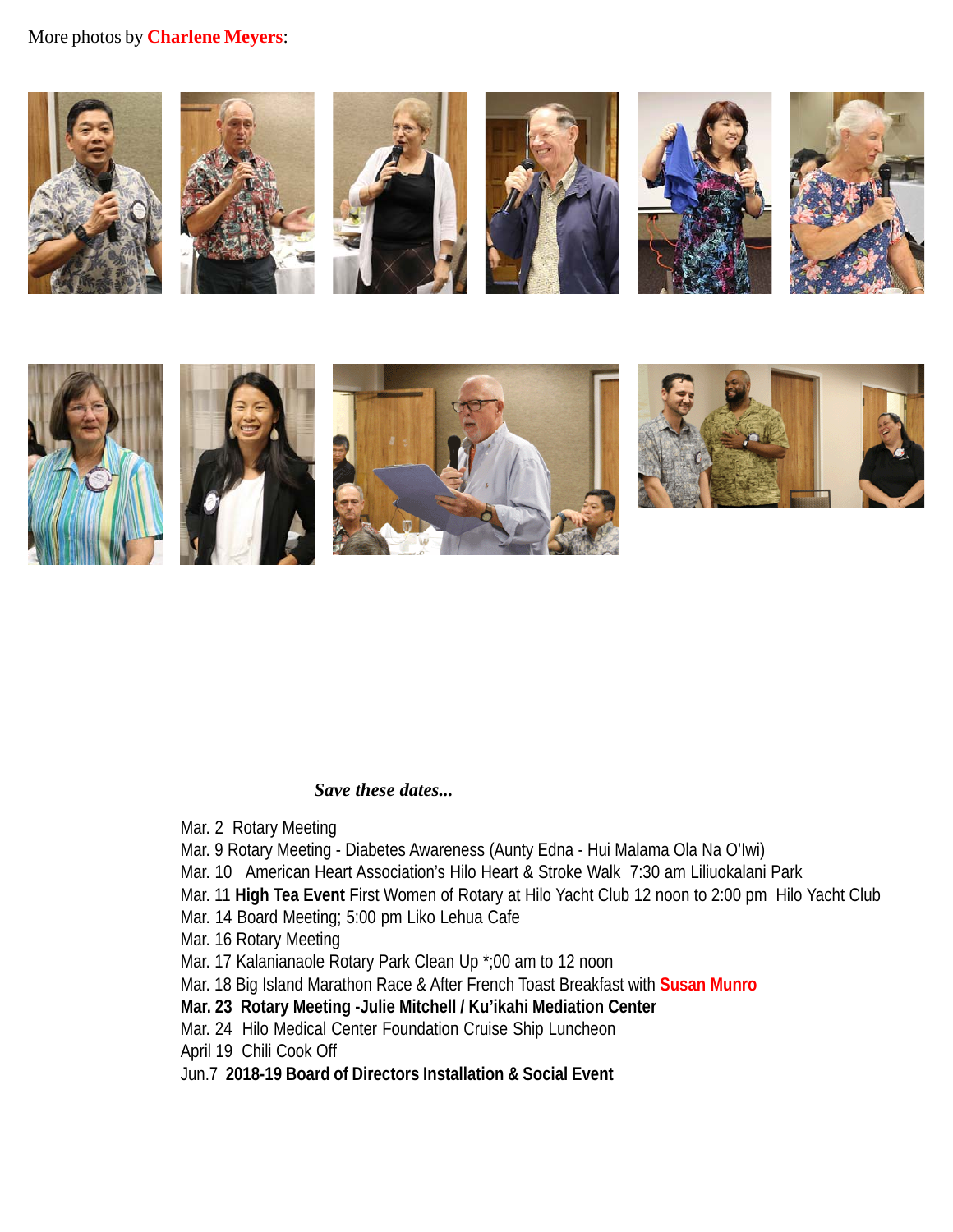More photos by **Charlene Meyers**:

***Save these dates...***

Mar. 2  Rotary Meeting
Mar. 9 Rotary Meeting - Diabetes Awareness (Aunty Edna - Hui Malama Ola Na O'Iwi)
Mar. 10   American Heart Association's Hilo Heart & Stroke Walk  7:30 am Liliuokalani Park
Mar. 11 **High Tea Event** First Women of Rotary at Hilo Yacht Club 12 noon to 2:00 pm  Hilo Yacht Club
Mar. 14 Board Meeting; 5:00 pm Liko Lehua Cafe
Mar. 16 Rotary Meeting
Mar. 17 Kalanianaole Rotary Park Clean Up *;00 am to 12 noon
Mar. 18 Big Island Marathon Race & After French Toast Breakfast with **Susan Munro**
**Mar. 23  Rotary Meeting -Julie Mitchell / Ku'ikahi Mediation Center**
Mar. 24  Hilo Medical Center Foundation Cruise Ship Luncheon
April 19  Chili Cook Off
Jun.7  **2018-19 Board of Directors Installation & Social Event**